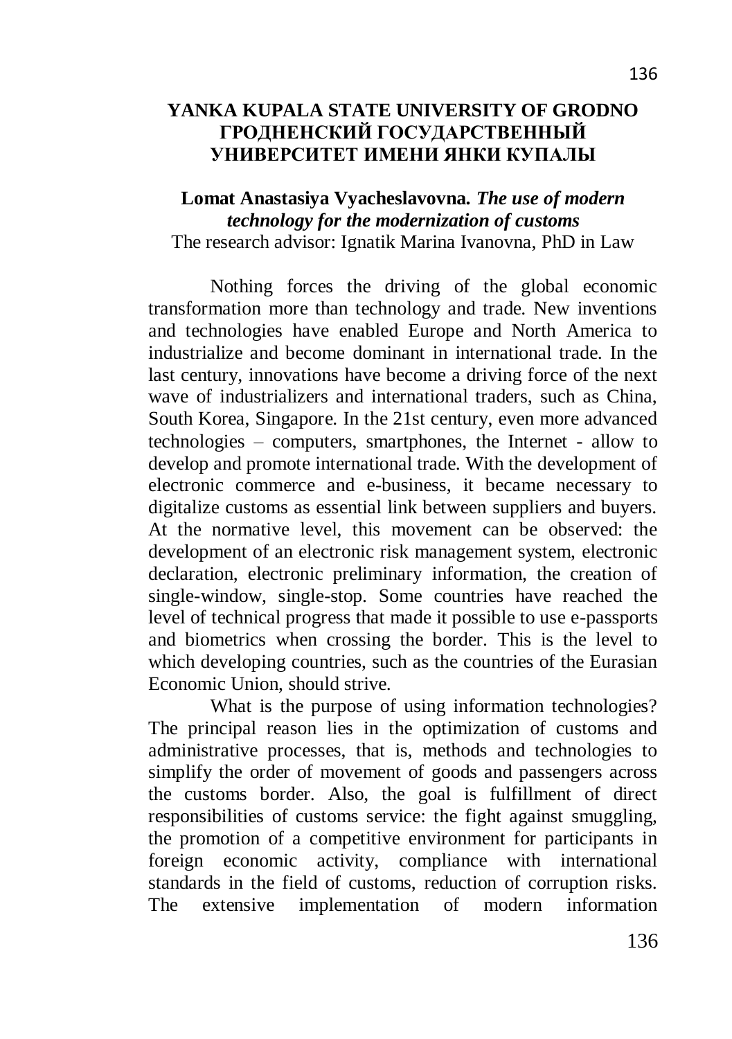**YANKA KUPALA STATE UNIVERSITY OF GRODNO ГРОДНЕНСКИЙ ГОСУДАРСТВЕННЫЙ УНИВЕРСИТЕТ ИМЕНИ ЯНКИ КУПАЛЫ**

**Lomat Anastasiya Vyacheslavovna.** ***The use of modern technology for the modernization of customs***
The research advisor: Ignatik Marina Ivanovna, PhD in Law

Nothing forces the driving of the global economic transformation more than technology and trade. New inventions and technologies have enabled Europe and North America to industrialize and become dominant in international trade. In the last century, innovations have become a driving force of the next wave of industrializers and international traders, such as China, South Korea, Singapore. In the 21st century, even more advanced technologies – computers, smartphones, the Internet - allow to develop and promote international trade. With the development of electronic commerce and e-business, it became necessary to digitalize customs as essential link between suppliers and buyers. At the normative level, this movement can be observed: the development of an electronic risk management system, electronic declaration, electronic preliminary information, the creation of single-window, single-stop. Some countries have reached the level of technical progress that made it possible to use e-passports and biometrics when crossing the border. This is the level to which developing countries, such as the countries of the Eurasian Economic Union, should strive.

What is the purpose of using information technologies? The principal reason lies in the optimization of customs and administrative processes, that is, methods and technologies to simplify the order of movement of goods and passengers across the customs border. Also, the goal is fulfillment of direct responsibilities of customs service: the fight against smuggling, the promotion of a competitive environment for participants in foreign economic activity, compliance with international standards in the field of customs, reduction of corruption risks. The extensive implementation of modern information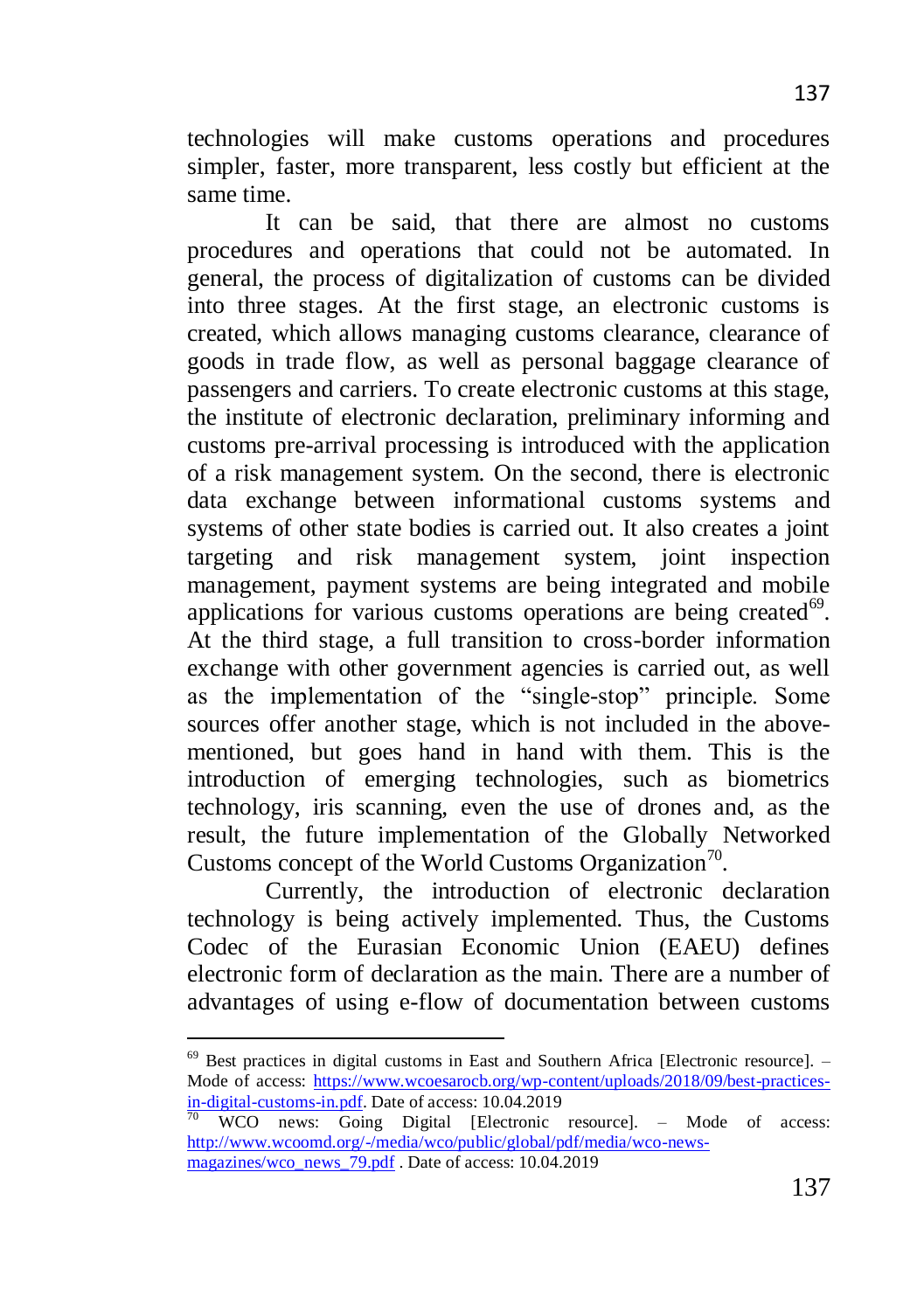technologies will make customs operations and procedures simpler, faster, more transparent, less costly but efficient at the same time.

It can be said, that there are almost no customs procedures and operations that could not be automated. In general, the process of digitalization of customs can be divided into three stages. At the first stage, an electronic customs is created, which allows managing customs clearance, clearance of goods in trade flow, as well as personal baggage clearance of passengers and carriers. To create electronic customs at this stage, the institute of electronic declaration, preliminary informing and customs pre-arrival processing is introduced with the application of a risk management system. On the second, there is electronic data exchange between informational customs systems and systems of other state bodies is carried out. It also creates a joint targeting and risk management system, joint inspection management, payment systems are being integrated and mobile applications for various customs operations are being created[69]. At the third stage, a full transition to cross-border information exchange with other government agencies is carried out, as well as the implementation of the "single-stop" principle. Some sources offer another stage, which is not included in the above-mentioned, but goes hand in hand with them. This is the introduction of emerging technologies, such as biometrics technology, iris scanning, even the use of drones and, as the result, the future implementation of the Globally Networked Customs concept of the World Customs Organization[70].

Currently, the introduction of electronic declaration technology is being actively implemented. Thus, the Customs Codec of the Eurasian Economic Union (EAEU) defines electronic form of declaration as the main. There are a number of advantages of using e-flow of documentation between customs

---

[69] Best practices in digital customs in East and Southern Africa [Electronic resource]. – Mode of access: https://www.wcoesarocb.org/wp-content/uploads/2018/09/best-practices-in-digital-customs-in.pdf. Date of access: 10.04.2019

[70] WCO news: Going Digital [Electronic resource]. – Mode of access: http://www.wcoomd.org/-/media/wco/public/global/pdf/media/wco-news-magazines/wco_news_79.pdf . Date of access: 10.04.2019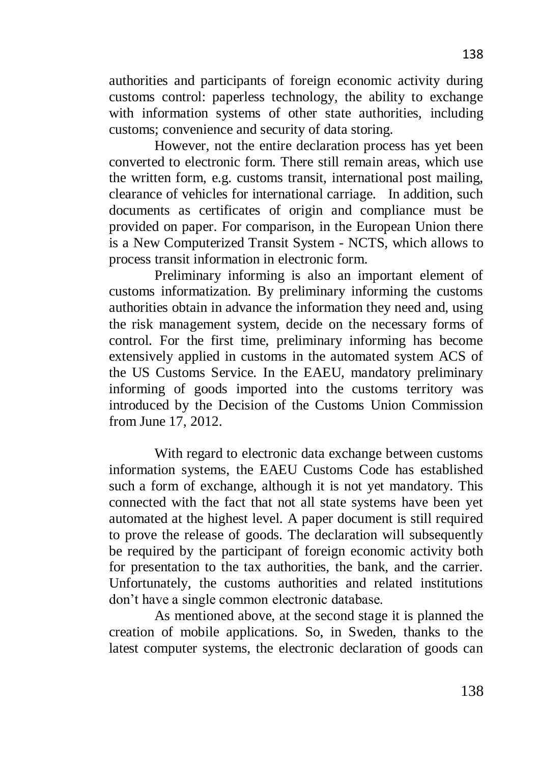authorities and participants of foreign economic activity during customs control: paperless technology, the ability to exchange with information systems of other state authorities, including customs; convenience and security of data storing.

However, not the entire declaration process has yet been converted to electronic form. There still remain areas, which use the written form, e.g. customs transit, international post mailing, clearance of vehicles for international carriage. In addition, such documents as certificates of origin and compliance must be provided on paper. For comparison, in the European Union there is a New Computerized Transit System - NCTS, which allows to process transit information in electronic form.

Preliminary informing is also an important element of customs informatization. By preliminary informing the customs authorities obtain in advance the information they need and, using the risk management system, decide on the necessary forms of control. For the first time, preliminary informing has become extensively applied in customs in the automated system ACS of the US Customs Service. In the EAEU, mandatory preliminary informing of goods imported into the customs territory was introduced by the Decision of the Customs Union Commission from June 17, 2012.

With regard to electronic data exchange between customs information systems, the EAEU Customs Code has established such a form of exchange, although it is not yet mandatory. This connected with the fact that not all state systems have been yet automated at the highest level. A paper document is still required to prove the release of goods. The declaration will subsequently be required by the participant of foreign economic activity both for presentation to the tax authorities, the bank, and the carrier. Unfortunately, the customs authorities and related institutions don't have a single common electronic database.

As mentioned above, at the second stage it is planned the creation of mobile applications. So, in Sweden, thanks to the latest computer systems, the electronic declaration of goods can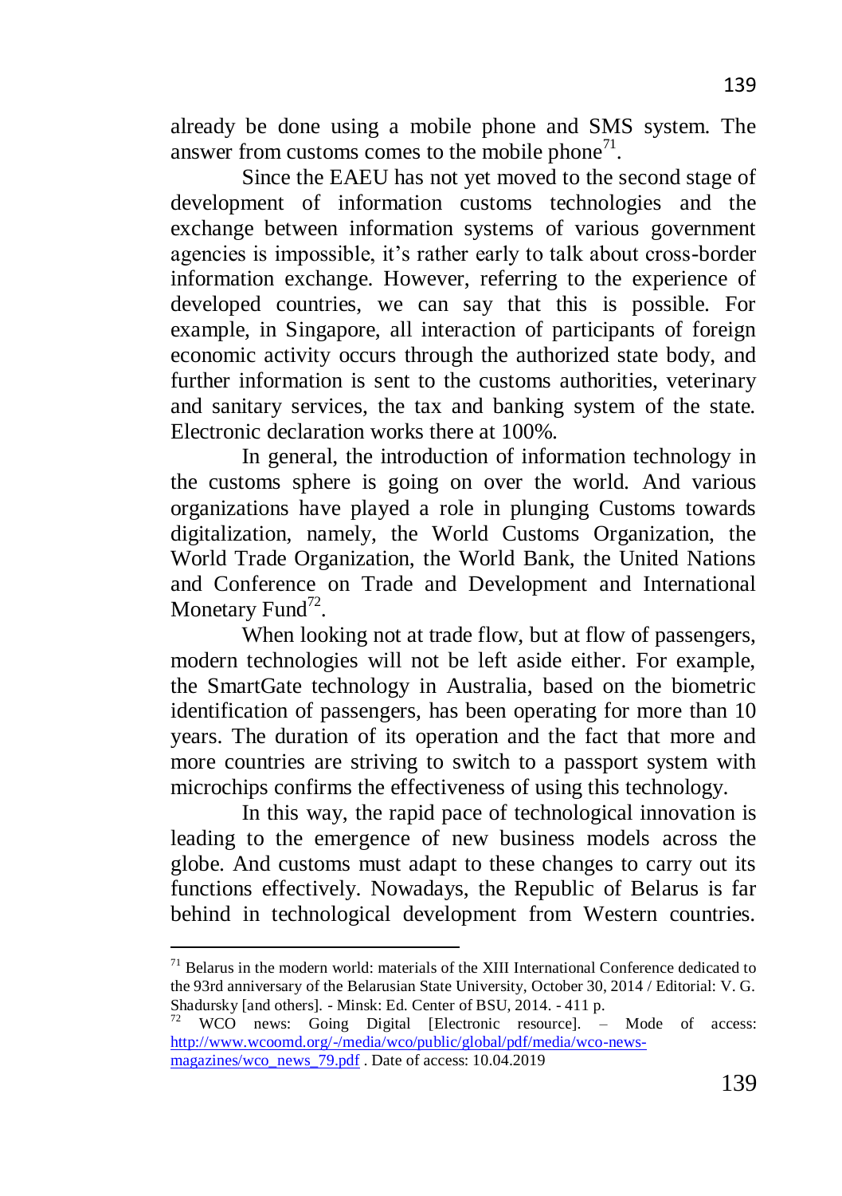already be done using a mobile phone and SMS system. The answer from customs comes to the mobile phone[71].

Since the EAEU has not yet moved to the second stage of development of information customs technologies and the exchange between information systems of various government agencies is impossible, it's rather early to talk about cross-border information exchange. However, referring to the experience of developed countries, we can say that this is possible. For example, in Singapore, all interaction of participants of foreign economic activity occurs through the authorized state body, and further information is sent to the customs authorities, veterinary and sanitary services, the tax and banking system of the state. Electronic declaration works there at 100%.

In general, the introduction of information technology in the customs sphere is going on over the world. And various organizations have played a role in plunging Customs towards digitalization, namely, the World Customs Organization, the World Trade Organization, the World Bank, the United Nations and Conference on Trade and Development and International Monetary Fund[72].

When looking not at trade flow, but at flow of passengers, modern technologies will not be left aside either. For example, the SmartGate technology in Australia, based on the biometric identification of passengers, has been operating for more than 10 years. The duration of its operation and the fact that more and more countries are striving to switch to a passport system with microchips confirms the effectiveness of using this technology.

In this way, the rapid pace of technological innovation is leading to the emergence of new business models across the globe. And customs must adapt to these changes to carry out its functions effectively. Nowadays, the Republic of Belarus is far behind in technological development from Western countries.

---

[71] Belarus in the modern world: materials of the XIII International Conference dedicated to the 93rd anniversary of the Belarusian State University, October 30, 2014 / Editorial: V. G. Shadursky [and others]. - Minsk: Ed. Center of BSU, 2014. - 411 p.

[72] WCO news: Going Digital [Electronic resource]. – Mode of access: http://www.wcoomd.org/-/media/wco/public/global/pdf/media/wco-news-magazines/wco_news_79.pdf . Date of access: 10.04.2019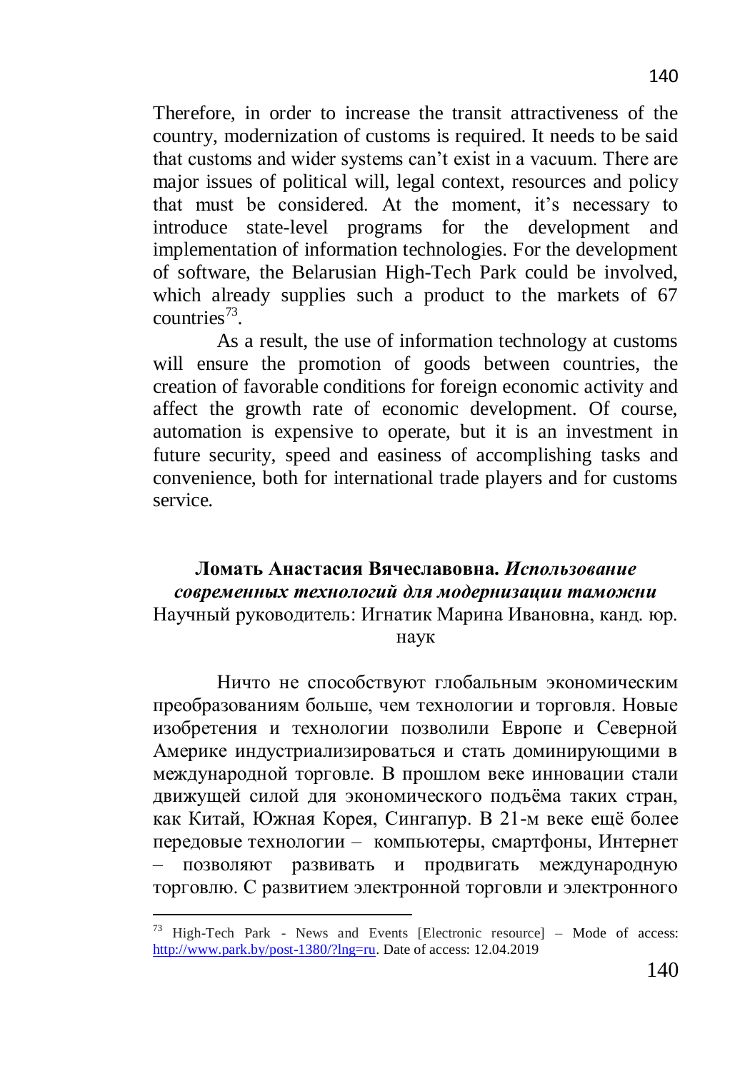Therefore, in order to increase the transit attractiveness of the country, modernization of customs is required. It needs to be said that customs and wider systems can't exist in a vacuum. There are major issues of political will, legal context, resources and policy that must be considered. At the moment, it's necessary to introduce state-level programs for the development and implementation of information technologies. For the development of software, the Belarusian High-Tech Park could be involved, which already supplies such a product to the markets of 67 countries[73].

As a result, the use of information technology at customs will ensure the promotion of goods between countries, the creation of favorable conditions for foreign economic activity and affect the growth rate of economic development. Of course, automation is expensive to operate, but it is an investment in future security, speed and easiness of accomplishing tasks and convenience, both for international trade players and for customs service.

**Ломать Анастасия Вячеславовна.** ***Использование современных технологий для модернизации таможни***
Научный руководитель: Игнатик Марина Ивановна, канд. юр. наук

Ничто не способствуют глобальным экономическим преобразованиям больше, чем технологии и торговля. Новые изобретения и технологии позволили Европе и Северной Америке индустриализироваться и стать доминирующими в международной торговле. В прошлом веке инновации стали движущей силой для экономического подъёма таких стран, как Китай, Южная Корея, Сингапур. В 21-м веке ещё более передовые технологии – компьютеры, смартфоны, Интернет – позволяют развивать и продвигать международную торговлю. С развитием электронной торговли и электронного

---

[73] High-Tech Park - News and Events [Electronic resource] – Mode of access: http://www.park.by/post-1380/?lng=ru. Date of access: 12.04.2019